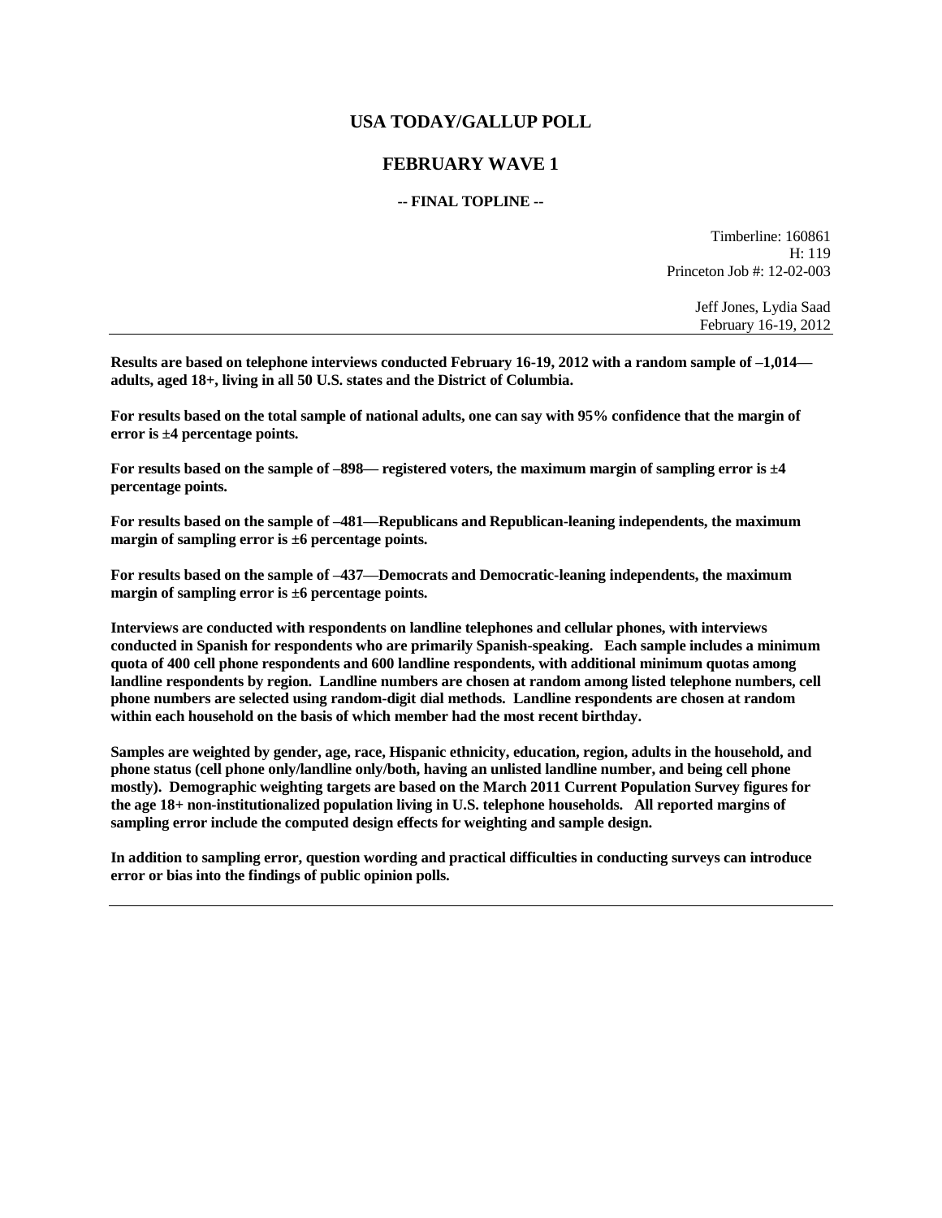# USA TODAY/GALLUP POLL

## FEBRUARY WAVE 1

### -- FINAL TOPLINE --

Timberline: 160861
H: 119
Princeton Job #: 12-02-003

Jeff Jones, Lydia Saad
February 16-19, 2012

---

**Results are based on telephone interviews conducted February 16-19, 2012 with a random sample of –1,014— adults, aged 18+, living in all 50 U.S. states and the District of Columbia.**

**For results based on the total sample of national adults, one can say with 95% confidence that the margin of error is ±4 percentage points.**

**For results based on the sample of –898— registered voters, the maximum margin of sampling error is ±4 percentage points.**

**For results based on the sample of –481—Republicans and Republican-leaning independents, the maximum margin of sampling error is ±6 percentage points.**

**For results based on the sample of –437—Democrats and Democratic-leaning independents, the maximum margin of sampling error is ±6 percentage points.**

**Interviews are conducted with respondents on landline telephones and cellular phones, with interviews conducted in Spanish for respondents who are primarily Spanish-speaking. Each sample includes a minimum quota of 400 cell phone respondents and 600 landline respondents, with additional minimum quotas among landline respondents by region. Landline numbers are chosen at random among listed telephone numbers, cell phone numbers are selected using random-digit dial methods. Landline respondents are chosen at random within each household on the basis of which member had the most recent birthday.**

**Samples are weighted by gender, age, race, Hispanic ethnicity, education, region, adults in the household, and phone status (cell phone only/landline only/both, having an unlisted landline number, and being cell phone mostly). Demographic weighting targets are based on the March 2011 Current Population Survey figures for the age 18+ non-institutionalized population living in U.S. telephone households. All reported margins of sampling error include the computed design effects for weighting and sample design.**

**In addition to sampling error, question wording and practical difficulties in conducting surveys can introduce error or bias into the findings of public opinion polls.**

---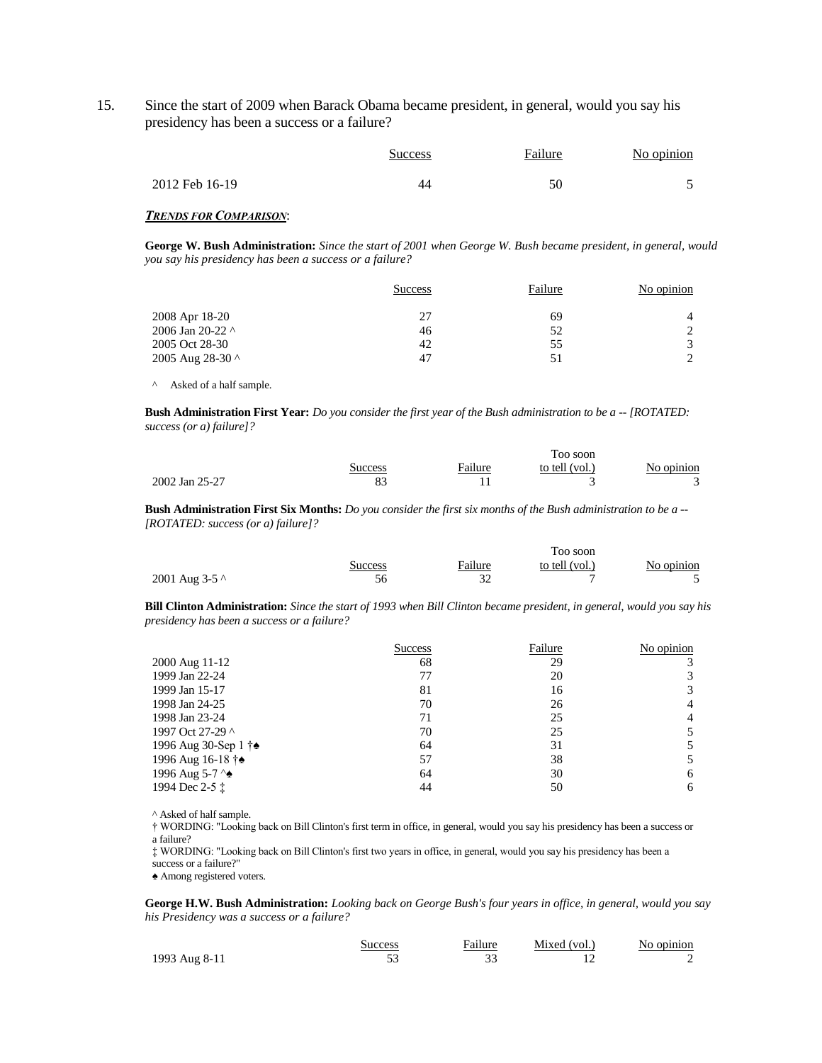15. Since the start of 2009 when Barack Obama became president, in general, would you say his presidency has been a success or a failure?

| | Success | Failure | No opinion |
|---|---|---|---|
| 2012 Feb 16-19 | 44 | 50 | 5 |

***TRENDS FOR COMPARISON***:

**George W. Bush Administration:** *Since the start of 2001 when George W. Bush became president, in general, would you say his presidency has been a success or a failure?*

| | Success | Failure | No opinion |
|---|---|---|---|
| 2008 Apr 18-20 | 27 | 69 | 4 |
| 2006 Jan 20-22 ^ | 46 | 52 | 2 |
| 2005 Oct 28-30 | 42 | 55 | 3 |
| 2005 Aug 28-30 ^ | 47 | 51 | 2 |

^ Asked of a half sample.

**Bush Administration First Year:** *Do you consider the first year of the Bush administration to be a -- [ROTATED: success (or a) failure]?*

| | Success | Failure | Too soon to tell (vol.) | No opinion |
|---|---|---|---|---|
| 2002 Jan 25-27 | 83 | 11 | 3 | 3 |

**Bush Administration First Six Months:** *Do you consider the first six months of the Bush administration to be a -- [ROTATED: success (or a) failure]?*

| | Success | Failure | Too soon to tell (vol.) | No opinion |
|---|---|---|---|---|
| 2001 Aug 3-5 ^ | 56 | 32 | 7 | 5 |

**Bill Clinton Administration:** *Since the start of 1993 when Bill Clinton became president, in general, would you say his presidency has been a success or a failure?*

| | Success | Failure | No opinion |
|---|---|---|---|
| 2000 Aug 11-12 | 68 | 29 | 3 |
| 1999 Jan 22-24 | 77 | 20 | 3 |
| 1999 Jan 15-17 | 81 | 16 | 3 |
| 1998 Jan 24-25 | 70 | 26 | 4 |
| 1998 Jan 23-24 | 71 | 25 | 4 |
| 1997 Oct 27-29 ^ | 70 | 25 | 5 |
| 1996 Aug 30-Sep 1 †♠ | 64 | 31 | 5 |
| 1996 Aug 16-18 †♠ | 57 | 38 | 5 |
| 1996 Aug 5-7 ^♠ | 64 | 30 | 6 |
| 1994 Dec 2-5 ‡ | 44 | 50 | 6 |

^ Asked of half sample.
† WORDING: "Looking back on Bill Clinton's first term in office, in general, would you say his presidency has been a success or a failure?
‡ WORDING: "Looking back on Bill Clinton's first two years in office, in general, would you say his presidency has been a success or a failure?"
♠ Among registered voters.

**George H.W. Bush Administration:** *Looking back on George Bush's four years in office, in general, would you say his Presidency was a success or a failure?*

| | Success | Failure | Mixed (vol.) | No opinion |
|---|---|---|---|---|
| 1993 Aug 8-11 | 53 | 33 | 12 | 2 |